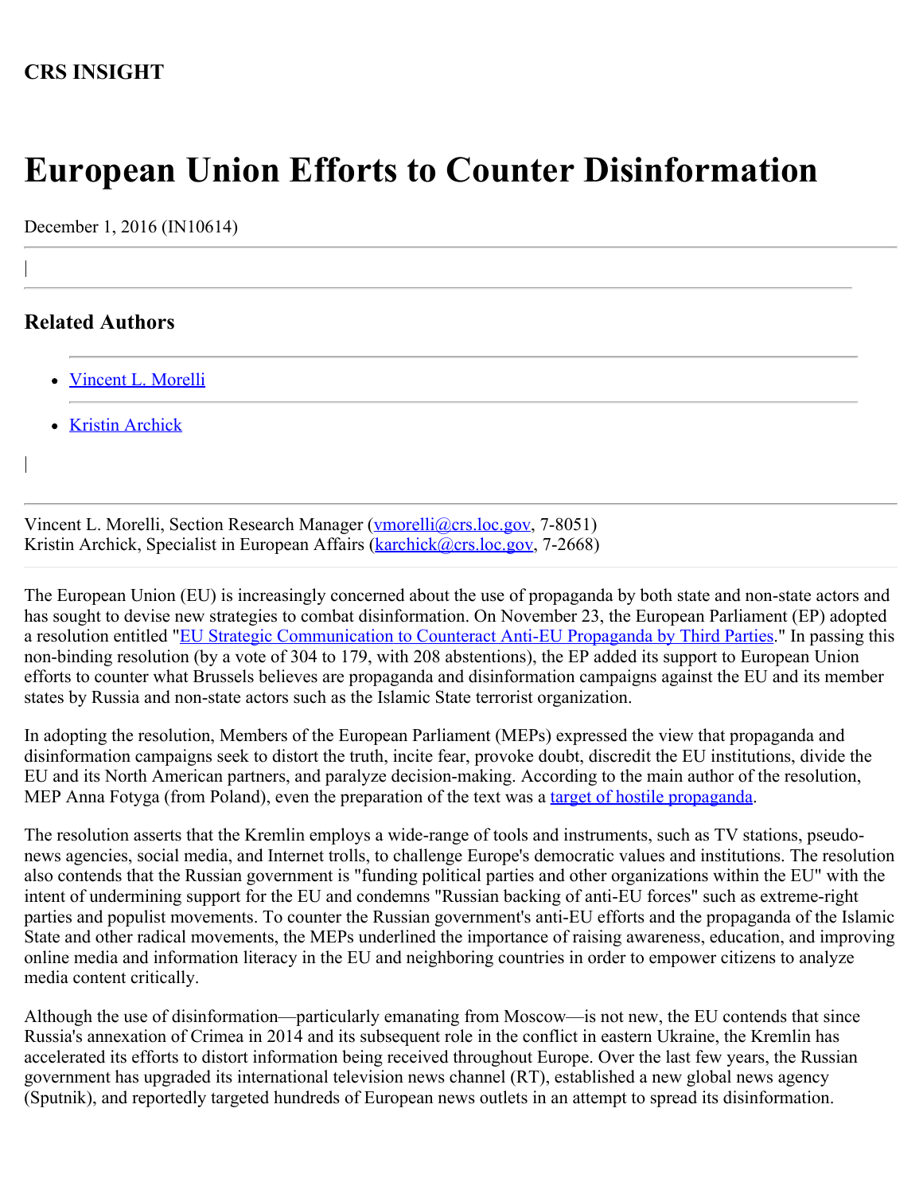**CRS INSIGHT**

# European Union Efforts to Counter Disinformation

December 1, 2016 (IN10614)

## Related Authors

- Vincent L. Morelli
- Kristin Archick

Vincent L. Morelli, Section Research Manager (vmorelli@crs.loc.gov, 7-8051)
Kristin Archick, Specialist in European Affairs (karchick@crs.loc.gov, 7-2668)

The European Union (EU) is increasingly concerned about the use of propaganda by both state and non-state actors and has sought to devise new strategies to combat disinformation. On November 23, the European Parliament (EP) adopted a resolution entitled "EU Strategic Communication to Counteract Anti-EU Propaganda by Third Parties." In passing this non-binding resolution (by a vote of 304 to 179, with 208 abstentions), the EP added its support to European Union efforts to counter what Brussels believes are propaganda and disinformation campaigns against the EU and its member states by Russia and non-state actors such as the Islamic State terrorist organization.

In adopting the resolution, Members of the European Parliament (MEPs) expressed the view that propaganda and disinformation campaigns seek to distort the truth, incite fear, provoke doubt, discredit the EU institutions, divide the EU and its North American partners, and paralyze decision-making. According to the main author of the resolution, MEP Anna Fotyga (from Poland), even the preparation of the text was a target of hostile propaganda.

The resolution asserts that the Kremlin employs a wide-range of tools and instruments, such as TV stations, pseudo-news agencies, social media, and Internet trolls, to challenge Europe's democratic values and institutions. The resolution also contends that the Russian government is "funding political parties and other organizations within the EU" with the intent of undermining support for the EU and condemns "Russian backing of anti-EU forces" such as extreme-right parties and populist movements. To counter the Russian government's anti-EU efforts and the propaganda of the Islamic State and other radical movements, the MEPs underlined the importance of raising awareness, education, and improving online media and information literacy in the EU and neighboring countries in order to empower citizens to analyze media content critically.

Although the use of disinformation—particularly emanating from Moscow—is not new, the EU contends that since Russia's annexation of Crimea in 2014 and its subsequent role in the conflict in eastern Ukraine, the Kremlin has accelerated its efforts to distort information being received throughout Europe. Over the last few years, the Russian government has upgraded its international television news channel (RT), established a new global news agency (Sputnik), and reportedly targeted hundreds of European news outlets in an attempt to spread its disinformation.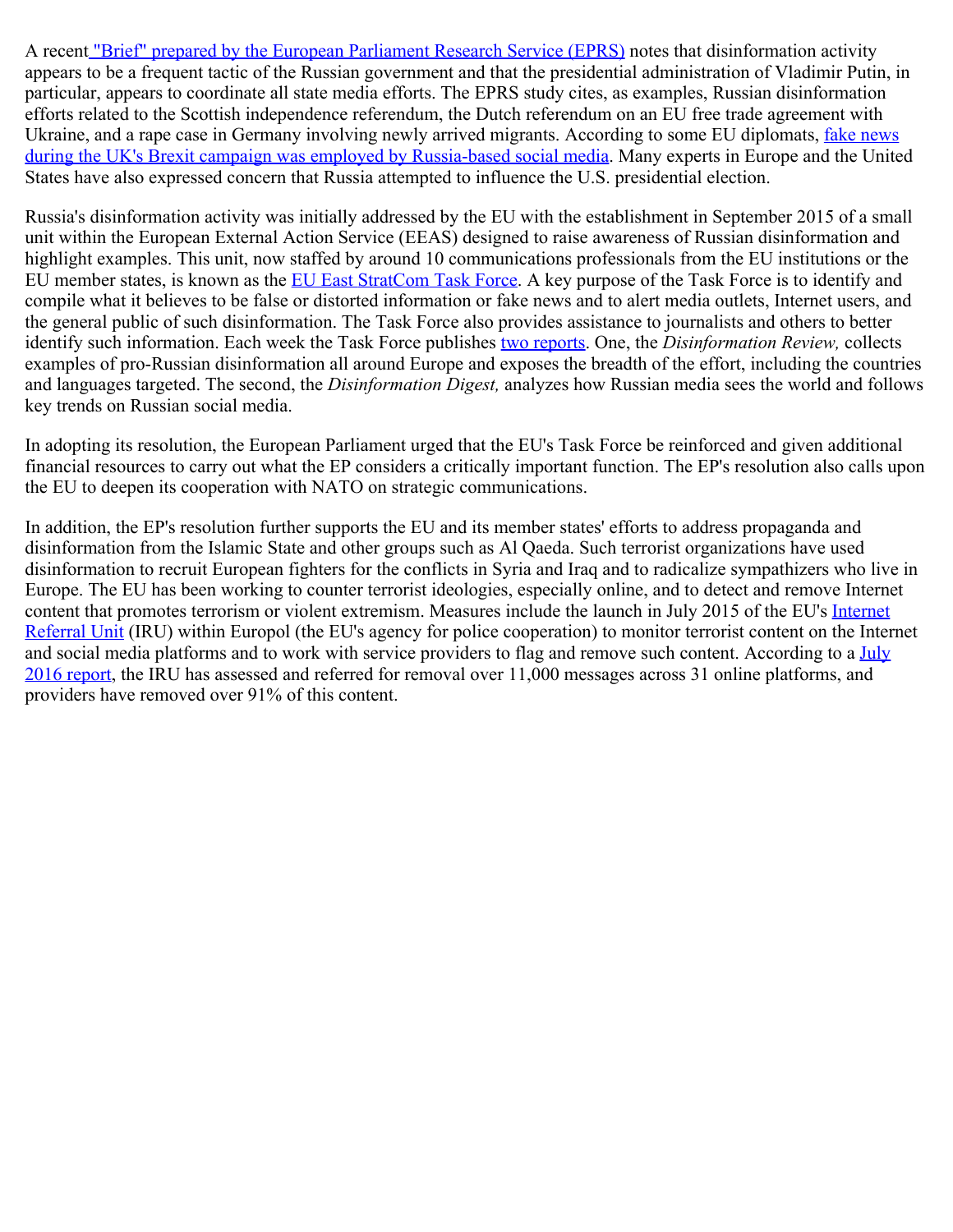A recent "Brief" prepared by the European Parliament Research Service (EPRS) notes that disinformation activity appears to be a frequent tactic of the Russian government and that the presidential administration of Vladimir Putin, in particular, appears to coordinate all state media efforts. The EPRS study cites, as examples, Russian disinformation efforts related to the Scottish independence referendum, the Dutch referendum on an EU free trade agreement with Ukraine, and a rape case in Germany involving newly arrived migrants. According to some EU diplomats, fake news during the UK's Brexit campaign was employed by Russia-based social media. Many experts in Europe and the United States have also expressed concern that Russia attempted to influence the U.S. presidential election.

Russia's disinformation activity was initially addressed by the EU with the establishment in September 2015 of a small unit within the European External Action Service (EEAS) designed to raise awareness of Russian disinformation and highlight examples. This unit, now staffed by around 10 communications professionals from the EU institutions or the EU member states, is known as the EU East StratCom Task Force. A key purpose of the Task Force is to identify and compile what it believes to be false or distorted information or fake news and to alert media outlets, Internet users, and the general public of such disinformation. The Task Force also provides assistance to journalists and others to better identify such information. Each week the Task Force publishes two reports. One, the *Disinformation Review,* collects examples of pro-Russian disinformation all around Europe and exposes the breadth of the effort, including the countries and languages targeted. The second, the *Disinformation Digest,* analyzes how Russian media sees the world and follows key trends on Russian social media.

In adopting its resolution, the European Parliament urged that the EU's Task Force be reinforced and given additional financial resources to carry out what the EP considers a critically important function. The EP's resolution also calls upon the EU to deepen its cooperation with NATO on strategic communications.

In addition, the EP's resolution further supports the EU and its member states' efforts to address propaganda and disinformation from the Islamic State and other groups such as Al Qaeda. Such terrorist organizations have used disinformation to recruit European fighters for the conflicts in Syria and Iraq and to radicalize sympathizers who live in Europe. The EU has been working to counter terrorist ideologies, especially online, and to detect and remove Internet content that promotes terrorism or violent extremism. Measures include the launch in July 2015 of the EU's Internet Referral Unit (IRU) within Europol (the EU's agency for police cooperation) to monitor terrorist content on the Internet and social media platforms and to work with service providers to flag and remove such content. According to a July 2016 report, the IRU has assessed and referred for removal over 11,000 messages across 31 online platforms, and providers have removed over 91% of this content.